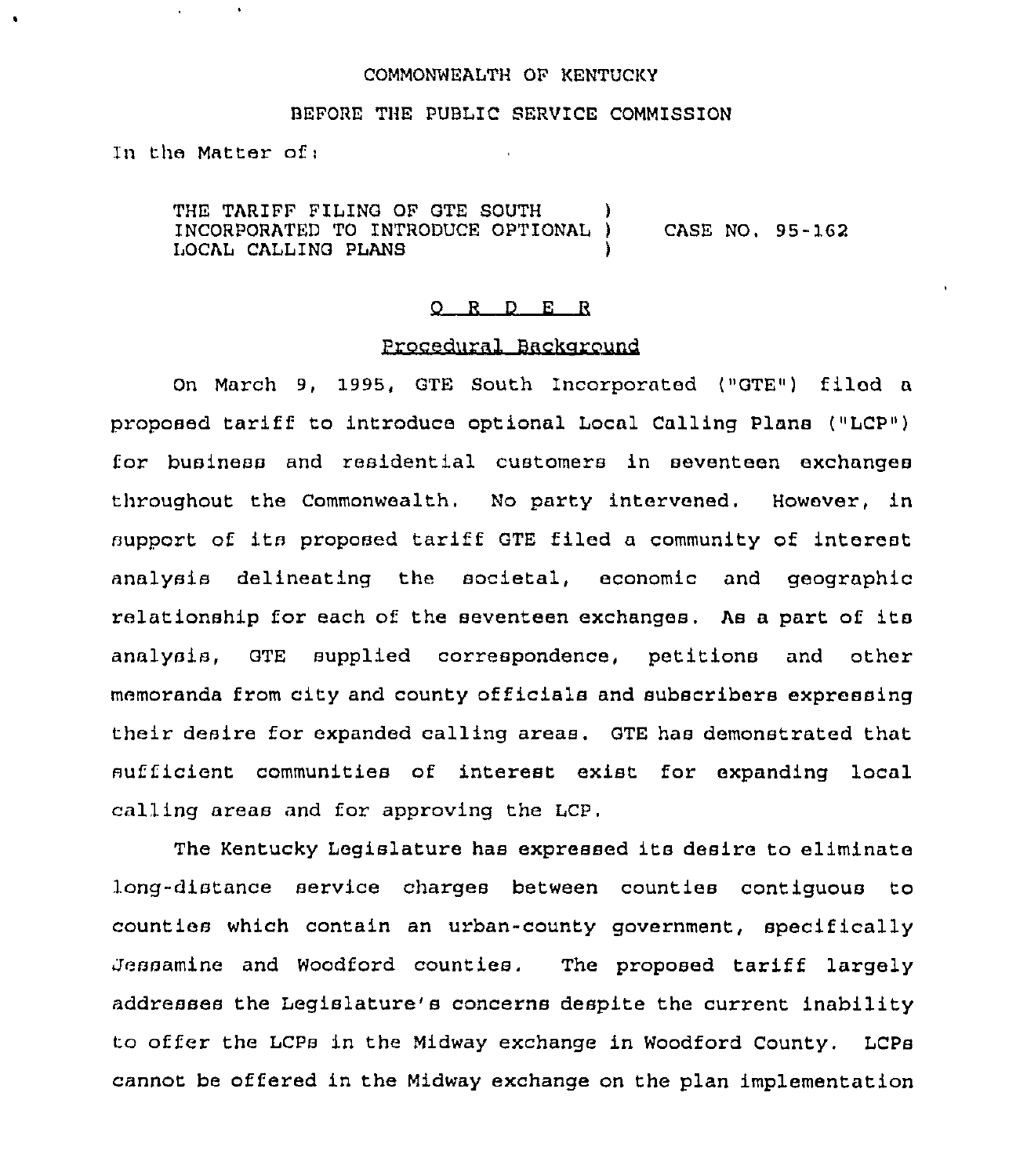COMMONWEALTH OF KENTUCKY

BEFORE THE PUBLIC SERVICE COMMISSION

In the Matter of:

THE TARIFF FILING OF GTE SOUTH INCORPORATED TO INTRODUCE OPTIONAL LOCAL CALLING PLANS ) CASE NO. 95-162

O R D E R

Procedural Background

On March 9, 1995, GTE South Incorporated ("GTE") filed a proposed tariff to introduce optional Local Calling Plans ("LCP") for business and residential customers in seventeen exchanges throughout the Commonwealth. No party intervened. However, in support of its proposed tariff GTE filed a community of interest analysis delineating the societal, economic and geographic relationship for each of the seventeen exchanges. As a part of its analysis, GTE supplied correspondence, petitions and other memoranda from city and county officials and subscribers expressing their desire for expanded calling areas. GTE has demonstrated that sufficient communities of interest exist for expanding local calling areas and for approving the LCP.

The Kentucky Legislature has expressed its desire to eliminate long-distance service charges between counties contiguous to counties which contain an urban-county government, specifically Jessamine and Woodford counties. The proposed tariff largely addresses the Legislature's concerns despite the current inability to offer the LCPs in the Midway exchange in Woodford County. LCPs cannot be offered in the Midway exchange on the plan implementation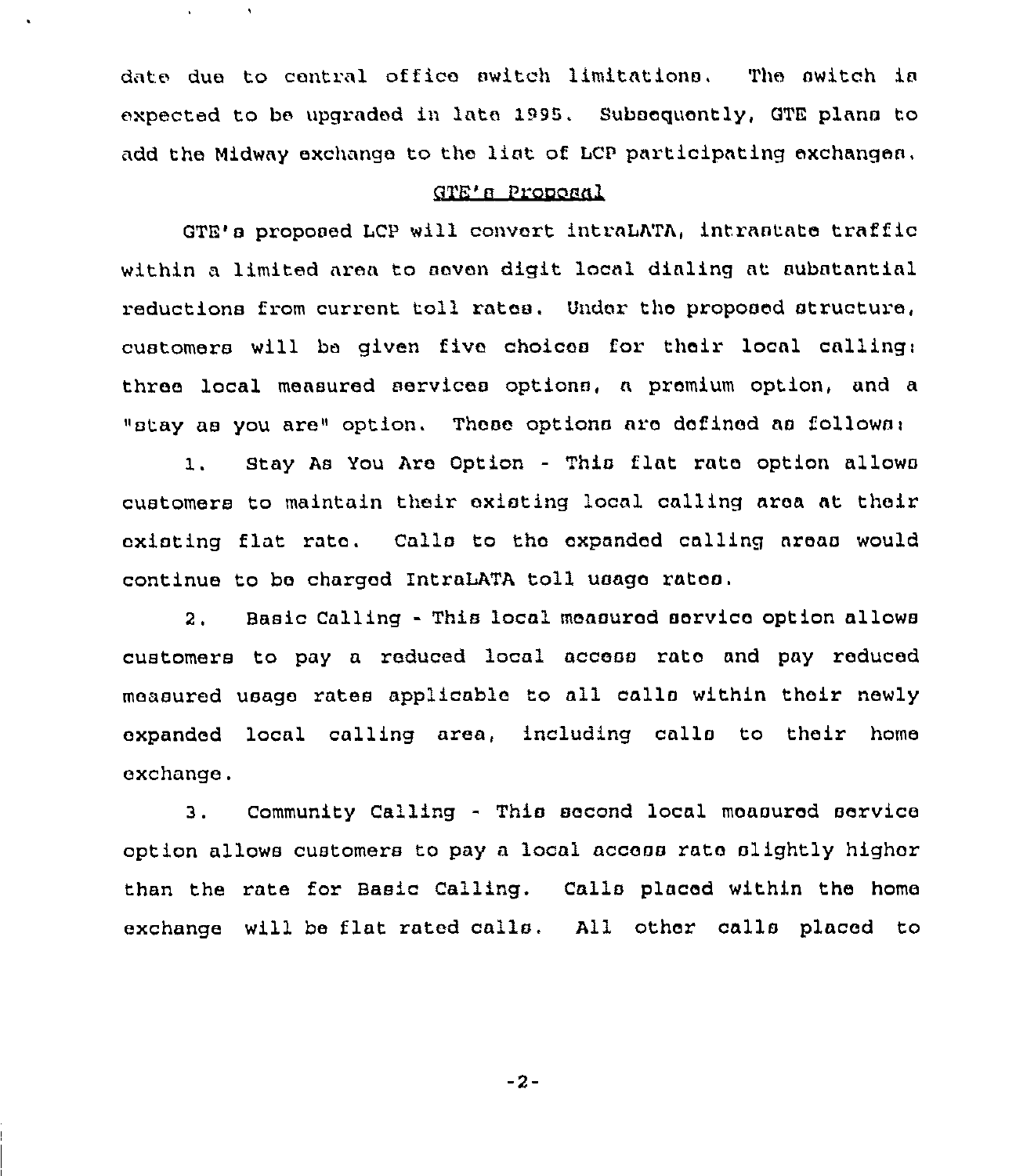date due to central office switch limitations. The switch is expected to be upgraded in late 1995. Subsequently, GTE plans to add the Midway exchange to the list of LCP participating exchanges.

## GTE's Proposal

GTE's proposed LCP will convert intraLATA, intrastate traffic within a limited area to seven digit local dialing at substantial reductions from current toll rates. Under the proposed structure, customers will be given five choices for their local calling: three local measured services options, a premium option, and a "stay as you are" option. These options are defined as follows:

1. Stay As You Are Option - This flat rate option allows customers to maintain their existing local calling area at their existing flat rate. Calls to the expanded calling areas would continue to be charged IntraLATA toll usage rates.

2. Basic Calling - This local measured service option allows customers to pay a reduced local access rate and pay reduced measured usage rates applicable to all calls within their newly expanded local calling area, including calls to their home exchange.

3. Community Calling - This second local measured service option allows customers to pay a local access rate slightly higher than the rate for Basic Calling. Calls placed within the home exchange will be flat rated calls. All other calls placed to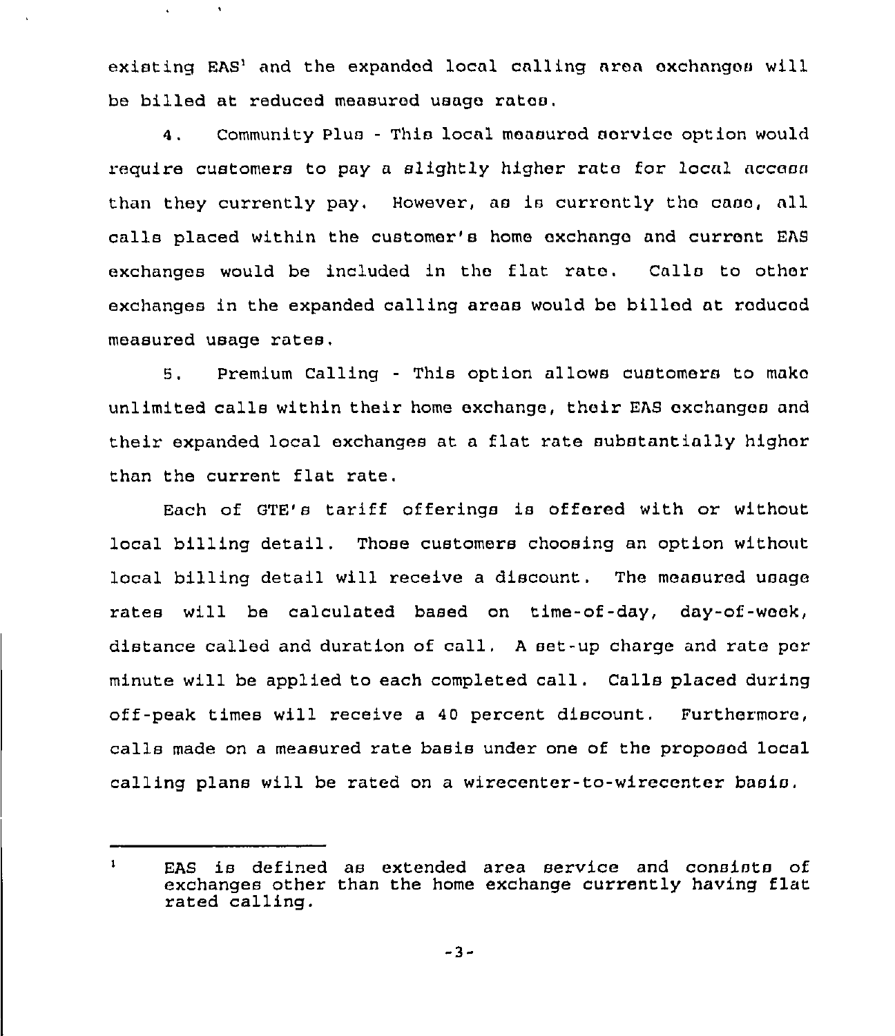existing EAS[1] and the expanded local calling area exchanges will be billed at reduced measured usage rates.

4. Community Plus - This local measured service option would require customers to pay a slightly higher rate for local access than they currently pay. However, as is currently the case, all calls placed within the customer's home exchange and current EAS exchanges would be included in the flat rate. Calls to other exchanges in the expanded calling areas would be billed at reduced measured usage rates.

5. Premium Calling - This option allows customers to make unlimited calls within their home exchange, their EAS exchanges and their expanded local exchanges at a flat rate substantially higher than the current flat rate.

Each of GTE's tariff offerings is offered with or without local billing detail. Those customers choosing an option without local billing detail will receive a discount. The measured usage rates will be calculated based on time-of-day, day-of-week, distance called and duration of call. A set-up charge and rate per minute will be applied to each completed call. Calls placed during off-peak times will receive a 40 percent discount. Furthermore, calls made on a measured rate basis under one of the proposed local calling plans will be rated on a wirecenter-to-wirecenter basis.

---

[1] EAS is defined as extended area service and consists of exchanges other than the home exchange currently having flat rated calling.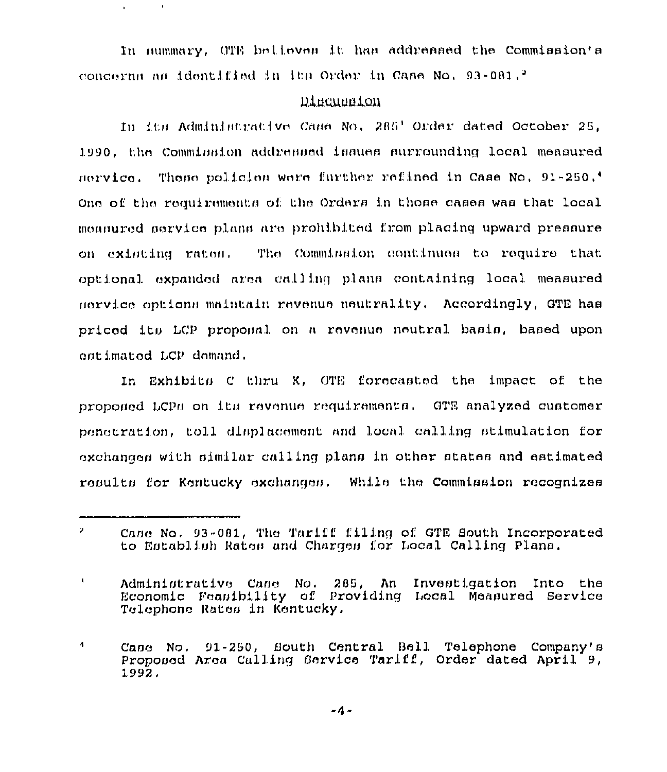In summary, GTE believes it has addressed the Commission's concerns as identified in its Order in Case No. 93-081.[2]

## Discussion

In its Administrative Case No. 285[3] Order dated October 25, 1990, the Commission addressed issues surrounding local measured service. These policies were further refined in Case No. 91-250.[4] One of the requirements of the Orders in those cases was that local measured service plans are prohibited from placing upward pressure on existing rates. The Commission continues to require that optional expanded area calling plans containing local measured service options maintain revenue neutrality. Accordingly, GTE has priced its LCP proposal on a revenue neutral basis, based upon estimated LCP demand.

In Exhibits C thru K, GTE forecasted the impact of the proposed LCPs on its revenue requirements. GTE analyzed customer penetration, toll displacement and local calling stimulation for exchanges with similar calling plans in other states and estimated results for Kentucky exchanges. While the Commission recognizes

---

[2] Case No. 93-081, The Tariff filing of GTE South Incorporated to Establish Rates and Charges for Local Calling Plans.

[3] Administrative Case No. 285, An Investigation Into the Economic Feasibility of Providing Local Measured Service Telephone Rates in Kentucky.

[4] Case No. 91-250, South Central Bell Telephone Company's Proposed Area Calling Service Tariff, Order dated April 9, 1992.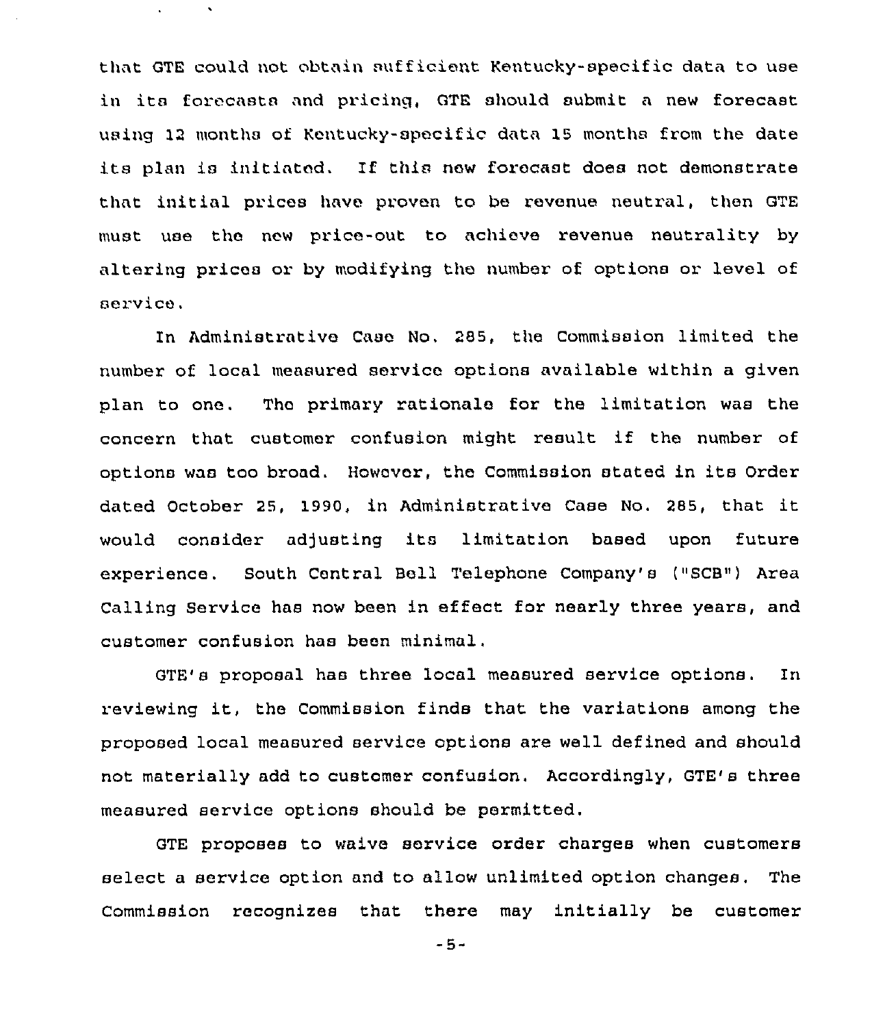that GTE could not obtain sufficient Kentucky-specific data to use in its forecasts and pricing, GTE should submit a new forecast using 12 months of Kentucky-specific data 15 months from the date its plan is initiated. If this new forecast does not demonstrate that initial prices have proven to be revenue neutral, then GTE must use the new price-out to achieve revenue neutrality by altering prices or by modifying the number of options or level of service.

In Administrative Case No. 285, the Commission limited the number of local measured service options available within a given plan to one. The primary rationale for the limitation was the concern that customer confusion might result if the number of options was too broad. However, the Commission stated in its Order dated October 25, 1990, in Administrative Case No. 285, that it would consider adjusting its limitation based upon future experience. South Central Bell Telephone Company's ("SCB") Area Calling Service has now been in effect for nearly three years, and customer confusion has been minimal.

GTE's proposal has three local measured service options. In reviewing it, the Commission finds that the variations among the proposed local measured service options are well defined and should not materially add to customer confusion. Accordingly, GTE's three measured service options should be permitted.

GTE proposes to waive service order charges when customers select a service option and to allow unlimited option changes. The Commission recognizes that there may initially be customer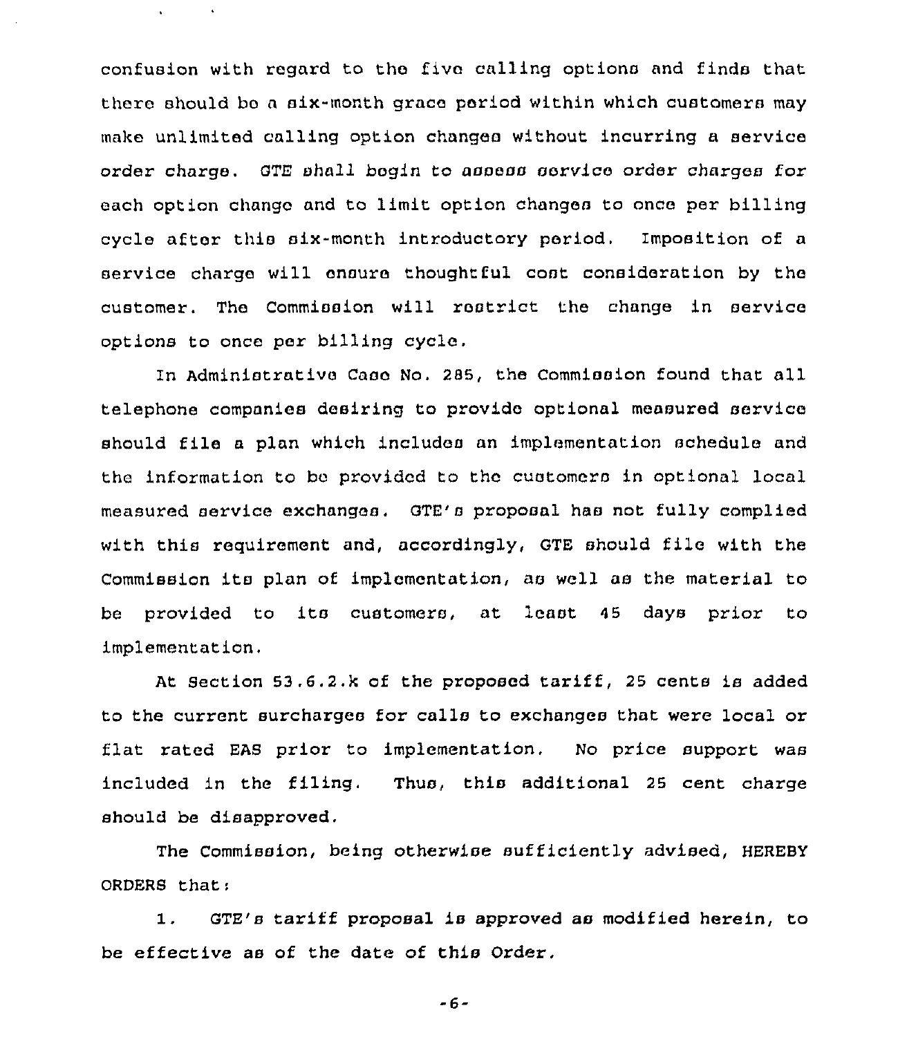confusion with regard to the five calling options and finds that there should be a six-month grace period within which customers may make unlimited calling option changes without incurring a service order charge. GTE shall begin to assess service order charges for each option change and to limit option changes to once per billing cycle after this six-month introductory period. Imposition of a service charge will ensure thoughtful cost consideration by the customer. The Commission will restrict the change in service options to once per billing cycle.

In Administrative Case No. 285, the Commission found that all telephone companies desiring to provide optional measured service should file a plan which includes an implementation schedule and the information to be provided to the customers in optional local measured service exchanges. GTE's proposal has not fully complied with this requirement and, accordingly, GTE should file with the Commission its plan of implementation, as well as the material to be provided to its customers, at least 45 days prior to implementation.

At Section 53.6.2.k of the proposed tariff, 25 cents is added to the current surcharges for calls to exchanges that were local or flat rated EAS prior to implementation. No price support was included in the filing. Thus, this additional 25 cent charge should be disapproved.

The Commission, being otherwise sufficiently advised, HEREBY ORDERS that:

1. GTE's tariff proposal is approved as modified herein, to be effective as of the date of this Order.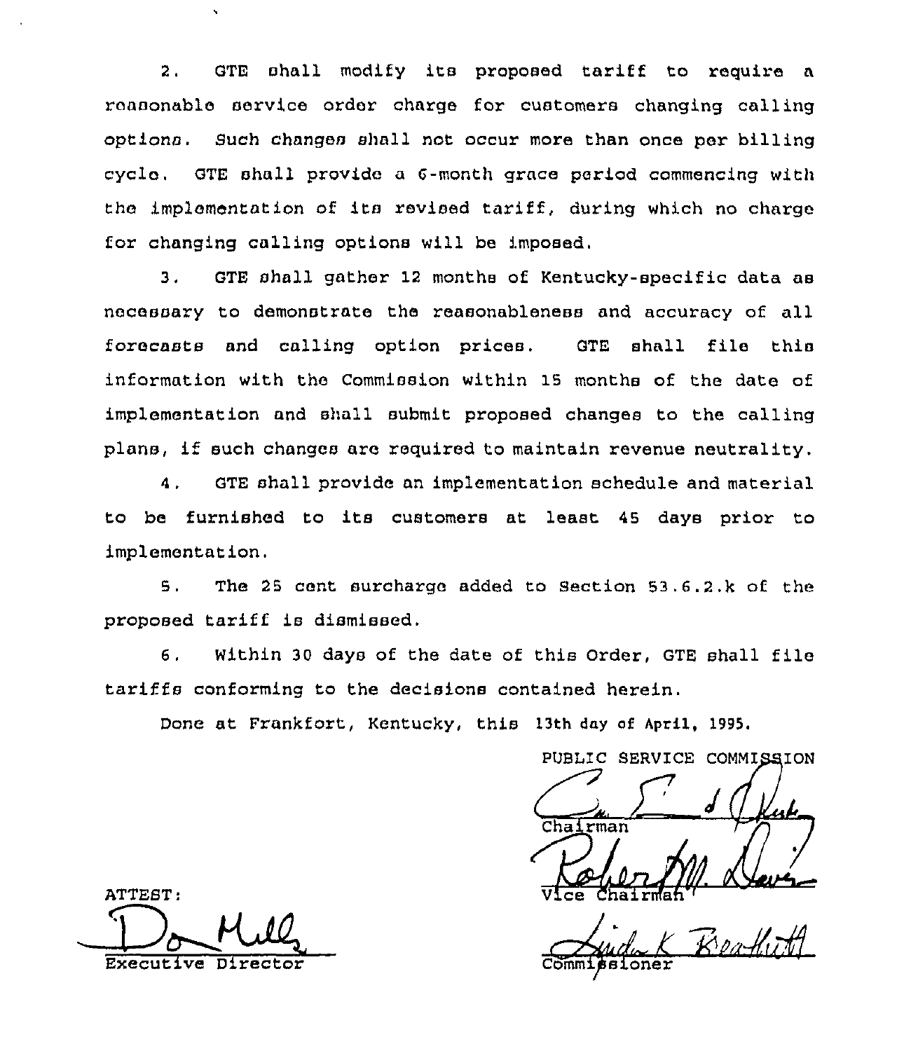2. GTE shall modify its proposed tariff to require a reasonable service order charge for customers changing calling options. Such changes shall not occur more than once per billing cycle. GTE shall provide a 6-month grace period commencing with the implementation of its revised tariff, during which no charge for changing calling options will be imposed.

3. GTE shall gather 12 months of Kentucky-specific data as necessary to demonstrate the reasonableness and accuracy of all forecasts and calling option prices. GTE shall file this information with the Commission within 15 months of the date of implementation and shall submit proposed changes to the calling plans, if such changes are required to maintain revenue neutrality.

4. GTE shall provide an implementation schedule and material to be furnished to its customers at least 45 days prior to implementation.

5. The 25 cent surcharge added to Section 53.6.2.k of the proposed tariff is dismissed.

6. Within 30 days of the date of this Order, GTE shall file tariffs conforming to the decisions contained herein.

Done at Frankfort, Kentucky, this 13th day of April, 1995.

PUBLIC SERVICE COMMISSION

Chairman

Vice Chairman

Commissioner

ATTEST:

Executive Director